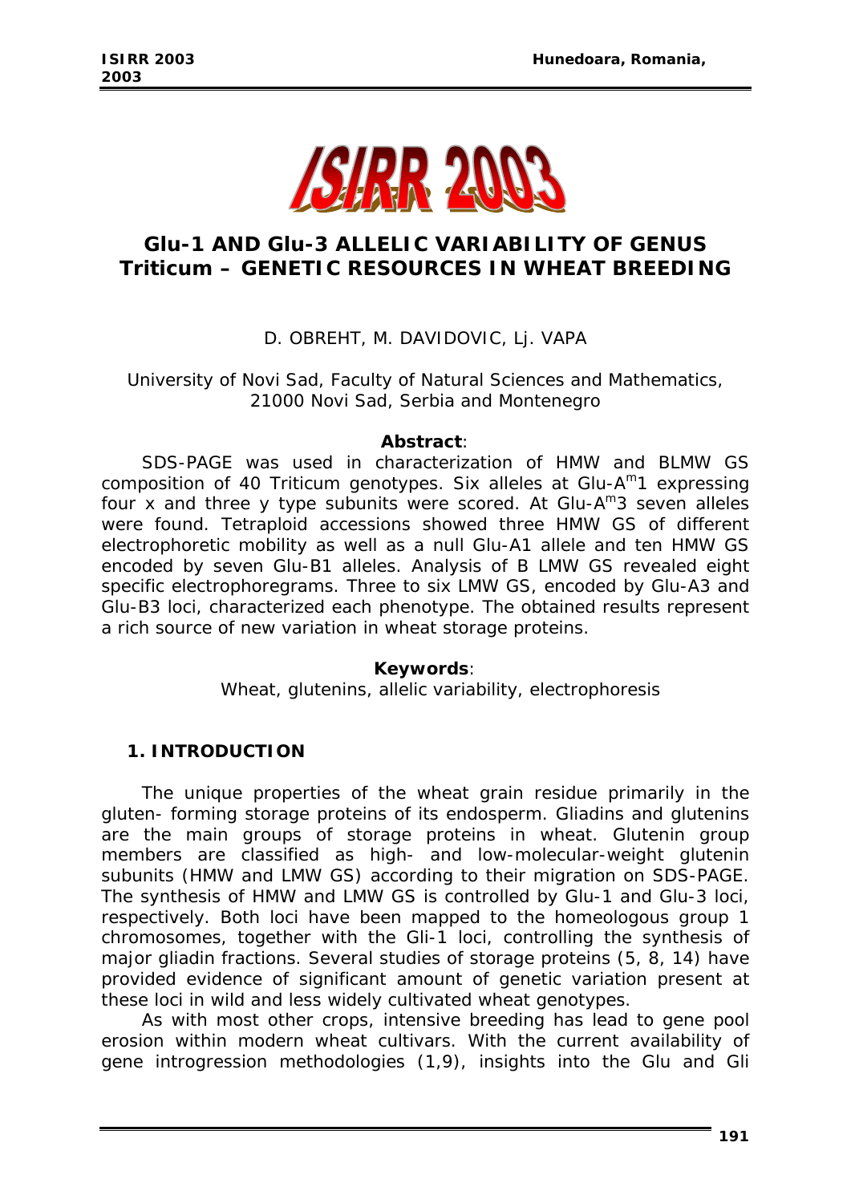# Glu-1 AND Glu-3 ALLELIC VARIABILITY OF GENUS *Triticum* – GENETIC RESOURCES IN WHEAT BREEDING

D. OBREHT, M. DAVIDOVIC, Lj. VAPA

University of Novi Sad, Faculty of Natural Sciences and Mathematics, 21000 Novi Sad, Serbia and Montenegro

**Abstract**:

SDS-PAGE was used in characterization of HMW and BLMW GS composition of 40 Triticum genotypes. Six alleles at Glu-$A^m$1 expressing four x and three y type subunits were scored. At Glu-$A^m$3 seven alleles were found. Tetraploid accessions showed three HMW GS of different electrophoretic mobility as well as a null Glu-A1 allele and ten HMW GS encoded by seven Glu-B1 alleles. Analysis of B LMW GS revealed eight specific electrophoregrams. Three to six LMW GS, encoded by Glu-A3 and Glu-B3 loci, characterized each phenotype. The obtained results represent a rich source of new variation in wheat storage proteins.

**Keywords**:

Wheat, glutenins, allelic variability, electrophoresis

## 1. INTRODUCTION

The unique properties of the wheat grain residue primarily in the gluten- forming storage proteins of its endosperm. Gliadins and glutenins are the main groups of storage proteins in wheat. Glutenin group members are classified as high- and low-molecular-weight glutenin subunits (HMW and LMW GS) according to their migration on SDS-PAGE. The synthesis of HMW and LMW GS is controlled by Glu-1 and Glu-3 loci, respectively. Both loci have been mapped to the homeologous group 1 chromosomes, together with the Gli-1 loci, controlling the synthesis of major gliadin fractions. Several studies of storage proteins (5, 8, 14) have provided evidence of significant amount of genetic variation present at these loci in wild and less widely cultivated wheat genotypes.

As with most other crops, intensive breeding has lead to gene pool erosion within modern wheat cultivars. With the current availability of gene introgression methodologies (1,9), insights into the Glu and Gli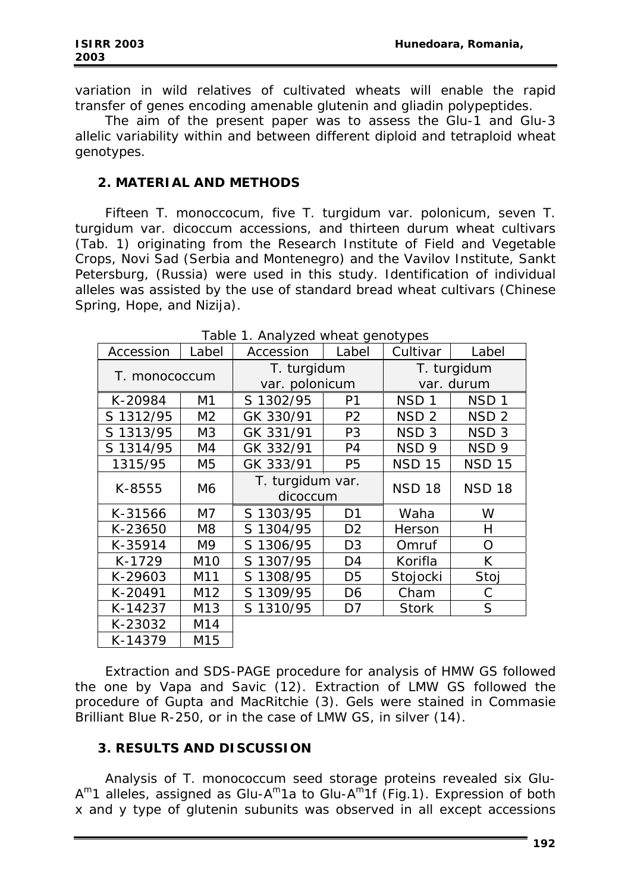variation in wild relatives of cultivated wheats will enable the rapid transfer of genes encoding amenable glutenin and gliadin polypeptides.

The aim of the present paper was to assess the Glu-1 and Glu-3 allelic variability within and between different diploid and tetraploid wheat genotypes.

## 2. MATERIAL AND METHODS

Fifteen T. monoccocum, five T. turgidum var. polonicum, seven T. turgidum var. dicoccum accessions, and thirteen durum wheat cultivars (Tab. 1) originating from the Research Institute of Field and Vegetable Crops, Novi Sad (Serbia and Montenegro) and the Vavilov Institute, Sankt Petersburg, (Russia) were used in this study. Identification of individual alleles was assisted by the use of standard bread wheat cultivars (Chinese Spring, Hope, and Nizija).

Table 1. Analyzed wheat genotypes

| Accession | Label | Accession | Label | Cultivar | Label |
|---|---|---|---|---|---|
| T. monococcum | | T. turgidum var. polonicum | | T. turgidum var. durum | |
| K-20984 | M1 | S 1302/95 | P1 | NSD 1 | NSD 1 |
| S 1312/95 | M2 | GK 330/91 | P2 | NSD 2 | NSD 2 |
| S 1313/95 | M3 | GK 331/91 | P3 | NSD 3 | NSD 3 |
| S 1314/95 | M4 | GK 332/91 | P4 | NSD 9 | NSD 9 |
| 1315/95 | M5 | GK 333/91 | P5 | NSD 15 | NSD 15 |
| K-8555 | M6 | T. turgidum var. dicoccum | | NSD 18 | NSD 18 |
| K-31566 | M7 | S 1303/95 | D1 | Waha | W |
| K-23650 | M8 | S 1304/95 | D2 | Herson | H |
| K-35914 | M9 | S 1306/95 | D3 | Omruf | O |
| K-1729 | M10 | S 1307/95 | D4 | Korifla | K |
| K-29603 | M11 | S 1308/95 | D5 | Stojocki | Stoj |
| K-20491 | M12 | S 1309/95 | D6 | Cham | C |
| K-14237 | M13 | S 1310/95 | D7 | Stork | S |
| K-23032 | M14 | | | | |
| K-14379 | M15 | | | | |

Extraction and SDS-PAGE procedure for analysis of HMW GS followed the one by Vapa and Savic (12). Extraction of LMW GS followed the procedure of Gupta and MacRitchie (3). Gels were stained in Commasie Brilliant Blue R-250, or in the case of LMW GS, in silver (14).

## 3. RESULTS AND DISCUSSION

Analysis of T. monococcum seed storage proteins revealed six Glu-$A^m1$ alleles, assigned as Glu-$A^m1a$ to Glu-$A^m1f$ (Fig.1). Expression of both x and y type of glutenin subunits was observed in all except accessions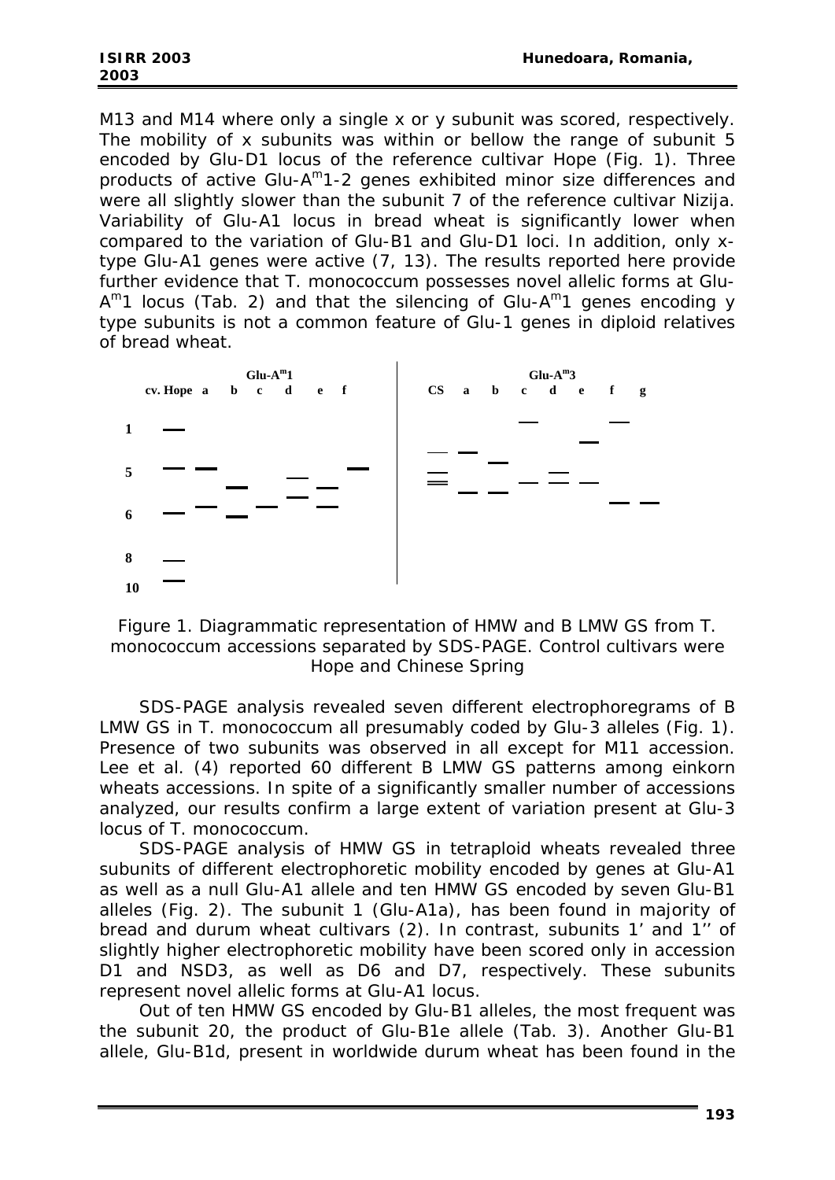M13 and M14 where only a single x or y subunit was scored, respectively. The mobility of x subunits was within or bellow the range of subunit 5 encoded by Glu-D1 locus of the reference cultivar Hope (Fig. 1). Three products of active Glu-$A^m$1-2 genes exhibited minor size differences and were all slightly slower than the subunit 7 of the reference cultivar Nizija. Variability of Glu-A1 locus in bread wheat is significantly lower when compared to the variation of Glu-B1 and Glu-D1 loci. In addition, only x-type Glu-A1 genes were active (7, 13). The results reported here provide further evidence that T. monococcum possesses novel allelic forms at Glu-$A^m$1 locus (Tab. 2) and that the silencing of Glu-$A^m$1 genes encoding y type subunits is not a common feature of Glu-1 genes in diploid relatives of bread wheat.

Figure 1. Diagrammatic representation of HMW and B LMW GS from T. monococcum accessions separated by SDS-PAGE. Control cultivars were Hope and Chinese Spring

SDS-PAGE analysis revealed seven different electrophoregrams of B LMW GS in T. monococcum all presumably coded by Glu-3 alleles (Fig. 1). Presence of two subunits was observed in all except for M11 accession. Lee et al. (4) reported 60 different B LMW GS patterns among einkorn wheats accessions. In spite of a significantly smaller number of accessions analyzed, our results confirm a large extent of variation present at Glu-3 locus of T. monococcum.

SDS-PAGE analysis of HMW GS in tetraploid wheats revealed three subunits of different electrophoretic mobility encoded by genes at Glu-A1 as well as a null Glu-A1 allele and ten HMW GS encoded by seven Glu-B1 alleles (Fig. 2). The subunit 1 (Glu-A1a), has been found in majority of bread and durum wheat cultivars (2). In contrast, subunits 1' and 1'' of slightly higher electrophoretic mobility have been scored only in accession D1 and NSD3, as well as D6 and D7, respectively. These subunits represent novel allelic forms at Glu-A1 locus.

Out of ten HMW GS encoded by Glu-B1 alleles, the most frequent was the subunit 20, the product of Glu-B1e allele (Tab. 3). Another Glu-B1 allele, Glu-B1d, present in worldwide durum wheat has been found in the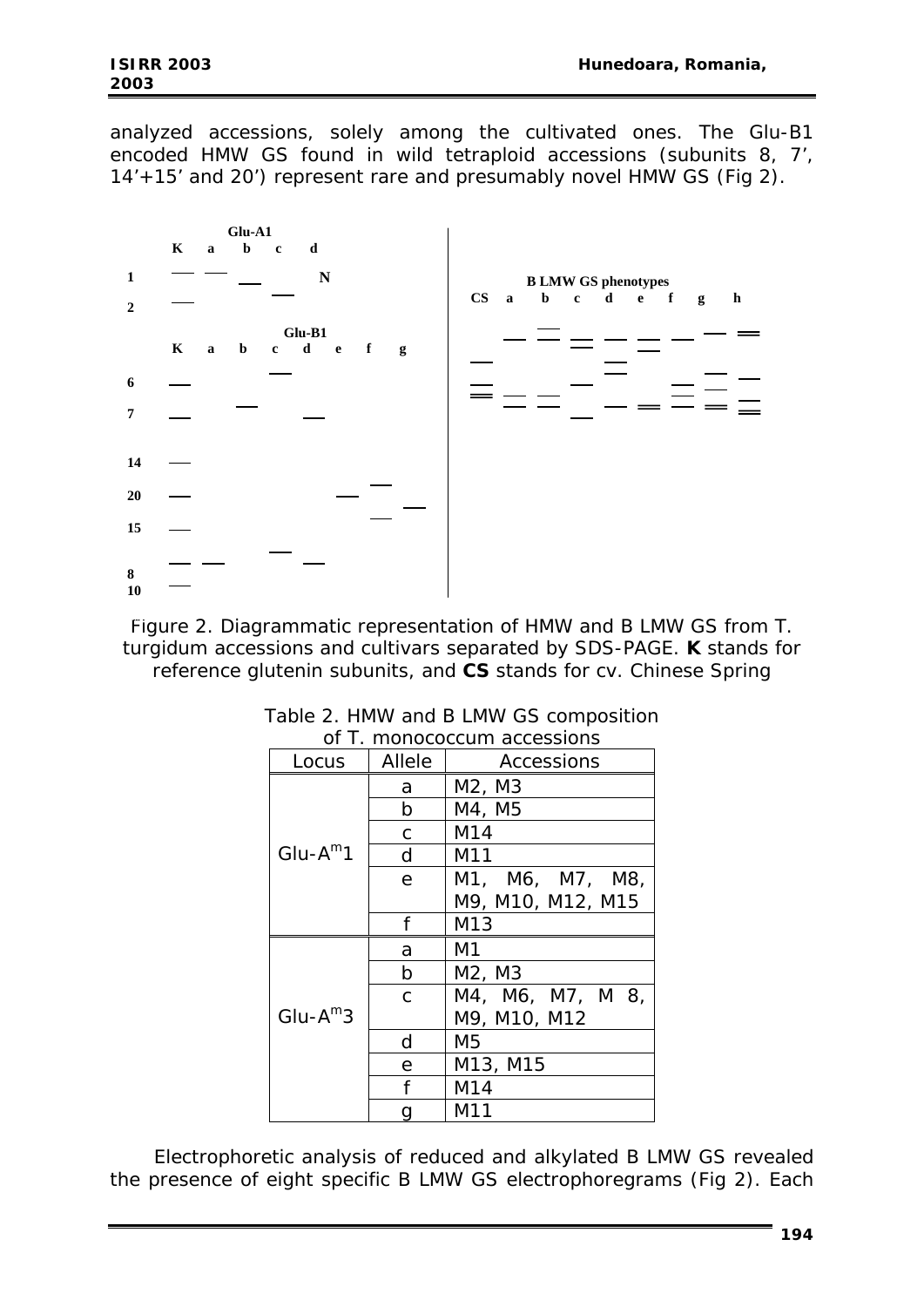analyzed accessions, solely among the cultivated ones. The Glu-B1 encoded HMW GS found in wild tetraploid accessions (subunits 8, 7', 14'+15' and 20') represent rare and presumably novel HMW GS (Fig 2).

Figure 2. Diagrammatic representation of HMW and B LMW GS from T. turgidum accessions and cultivars separated by SDS-PAGE. **K** stands for reference glutenin subunits, and **CS** stands for cv. Chinese Spring

Table 2. HMW and B LMW GS composition of T. monococcum accessions

| Locus | Allele | Accessions |
|---|---|---|
| Glu-$A^m$1 | a | M2, M3 |
| | b | M4, M5 |
| | c | M14 |
| | d | M11 |
| | e | M1, M6, M7, M8, M9, M10, M12, M15 |
| | f | M13 |
| Glu-$A^m$3 | a | M1 |
| | b | M2, M3 |
| | c | M4, M6, M7, M 8, M9, M10, M12 |
| | d | M5 |
| | e | M13, M15 |
| | f | M14 |
| | g | M11 |

Electrophoretic analysis of reduced and alkylated B LMW GS revealed the presence of eight specific B LMW GS electrophoregrams (Fig 2). Each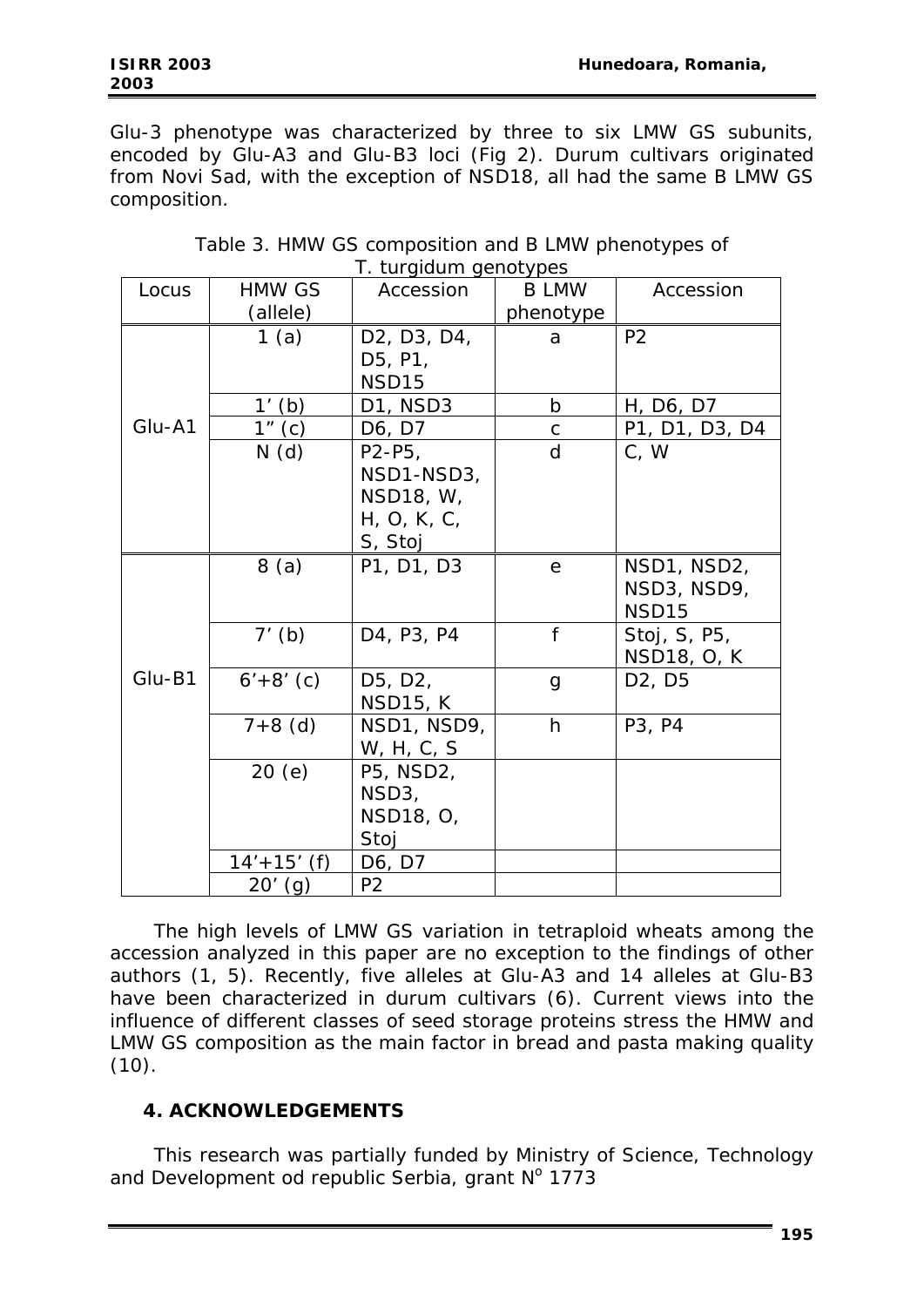Glu-3 phenotype was characterized by three to six LMW GS subunits, encoded by Glu-A3 and Glu-B3 loci (Fig 2). Durum cultivars originated from Novi Sad, with the exception of NSD18, all had the same B LMW GS composition.

Table 3. HMW GS composition and B LMW phenotypes of *T. turgidum* genotypes

| Locus | HMW GS (allele) | Accession | B LMW phenotype | Accession |
|---|---|---|---|---|
| Glu-A1 | 1 (a) | D2, D3, D4, D5, P1, NSD15 | a | P2 |
| | 1' (b) | D1, NSD3 | b | H, D6, D7 |
| | 1" (c) | D6, D7 | c | P1, D1, D3, D4 |
| | N (d) | P2-P5, NSD1-NSD3, NSD18, W, H, O, K, C, S, Stoj | d | C, W |
| Glu-B1 | 8 (a) | P1, D1, D3 | e | NSD1, NSD2, NSD3, NSD9, NSD15 |
| | 7' (b) | D4, P3, P4 | f | Stoj, S, P5, NSD18, O, K |
| | 6'+8' (c) | D5, D2, NSD15, K | g | D2, D5 |
| | 7+8 (d) | NSD1, NSD9, W, H, C, S | h | P3, P4 |
| | 20 (e) | P5, NSD2, NSD3, NSD18, O, Stoj | | |
| | 14'+15' (f) | D6, D7 | | |
| | 20' (g) | P2 | | |

The high levels of LMW GS variation in tetraploid wheats among the accession analyzed in this paper are no exception to the findings of other authors (1, 5). Recently, five alleles at Glu-A3 and 14 alleles at Glu-B3 have been characterized in durum cultivars (6). Current views into the influence of different classes of seed storage proteins stress the HMW and LMW GS composition as the main factor in bread and pasta making quality (10).

## 4. ACKNOWLEDGEMENTS

This research was partially funded by Ministry of Science, Technology and Development od republic Serbia, grant N$^{o}$ 1773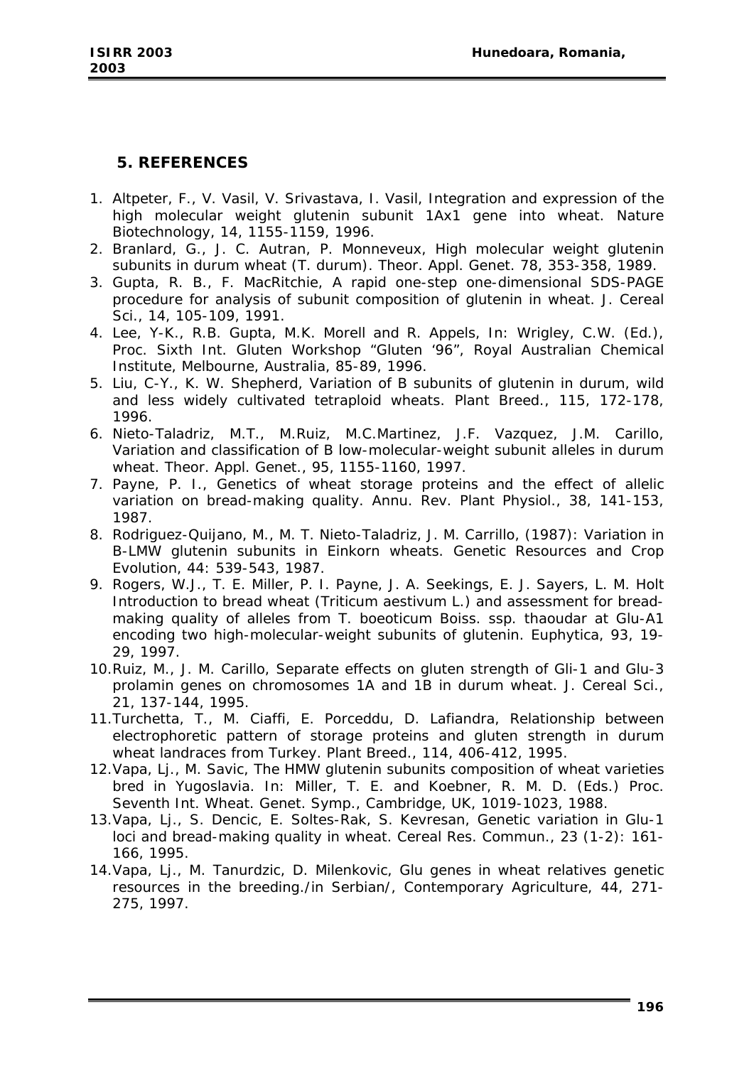## 5. REFERENCES

1. Altpeter, F., V. Vasil, V. Srivastava, I. Vasil, Integration and expression of the high molecular weight glutenin subunit 1Ax1 gene into wheat. Nature Biotechnology, 14, 1155-1159, 1996.
2. Branlard, G., J. C. Autran, P. Monneveux, High molecular weight glutenin subunits in durum wheat (T. durum). Theor. Appl. Genet. 78, 353-358, 1989.
3. Gupta, R. B., F. MacRitchie, A rapid one-step one-dimensional SDS-PAGE procedure for analysis of subunit composition of glutenin in wheat. J. Cereal Sci., 14, 105-109, 1991.
4. Lee, Y-K., R.B. Gupta, M.K. Morell and R. Appels, In: Wrigley, C.W. (Ed.), Proc. Sixth Int. Gluten Workshop "Gluten '96", Royal Australian Chemical Institute, Melbourne, Australia, 85-89, 1996.
5. Liu, C-Y., K. W. Shepherd, Variation of B subunits of glutenin in durum, wild and less widely cultivated tetraploid wheats. Plant Breed., 115, 172-178, 1996.
6. Nieto-Taladriz, M.T., M.Ruiz, M.C.Martinez, J.F. Vazquez, J.M. Carillo, Variation and classification of B low-molecular-weight subunit alleles in durum wheat. Theor. Appl. Genet., 95, 1155-1160, 1997.
7. Payne, P. I., Genetics of wheat storage proteins and the effect of allelic variation on bread-making quality. Annu. Rev. Plant Physiol., 38, 141-153, 1987.
8. Rodriguez-Quijano, M., M. T. Nieto-Taladriz, J. M. Carrillo, (1987): Variation in B-LMW glutenin subunits in Einkorn wheats. Genetic Resources and Crop Evolution, 44: 539-543, 1987.
9. Rogers, W.J., T. E. Miller, P. I. Payne, J. A. Seekings, E. J. Sayers, L. M. Holt Introduction to bread wheat (Triticum aestivum L.) and assessment for bread-making quality of alleles from T. boeoticum Boiss. ssp. thaoudar at Glu-A1 encoding two high-molecular-weight subunits of glutenin. Euphytica, 93, 19-29, 1997.
10. Ruiz, M., J. M. Carillo, Separate effects on gluten strength of Gli-1 and Glu-3 prolamin genes on chromosomes 1A and 1B in durum wheat. J. Cereal Sci., 21, 137-144, 1995.
11. Turchetta, T., M. Ciaffi, E. Porceddu, D. Lafiandra, Relationship between electrophoretic pattern of storage proteins and gluten strength in durum wheat landraces from Turkey. Plant Breed., 114, 406-412, 1995.
12. Vapa, Lj., M. Savic, The HMW glutenin subunits composition of wheat varieties bred in Yugoslavia. In: Miller, T. E. and Koebner, R. M. D. (Eds.) Proc. Seventh Int. Wheat. Genet. Symp., Cambridge, UK, 1019-1023, 1988.
13. Vapa, Lj., S. Dencic, E. Soltes-Rak, S. Kevresan, Genetic variation in Glu-1 loci and bread-making quality in wheat. Cereal Res. Commun., 23 (1-2): 161-166, 1995.
14. Vapa, Lj., M. Tanurdzic, D. Milenkovic, Glu genes in wheat relatives genetic resources in the breeding./in Serbian/, Contemporary Agriculture, 44, 271-275, 1997.